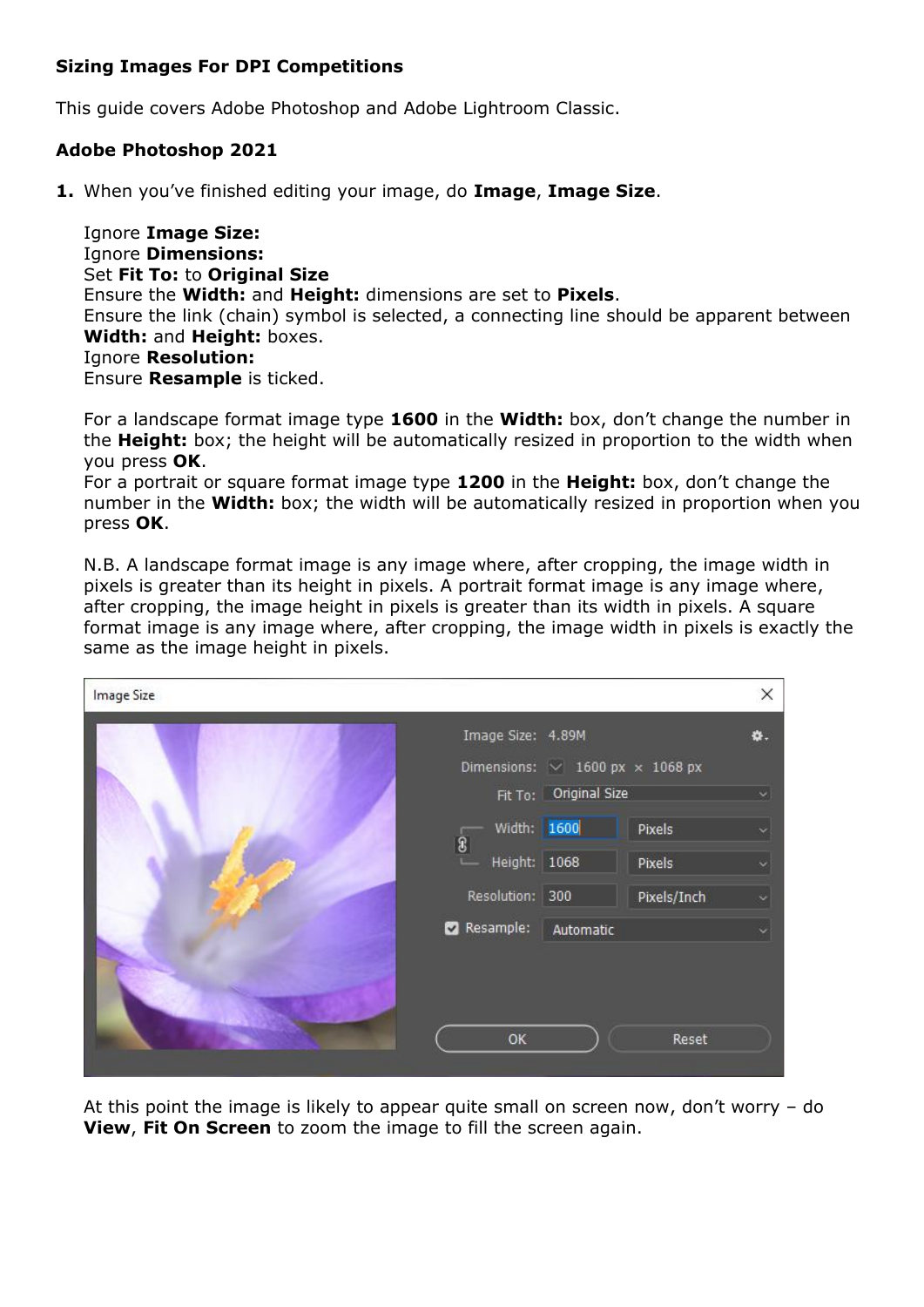**Sizing Images For DPI Competitions**

This guide covers Adobe Photoshop and Adobe Lightroom Classic.

**Adobe Photoshop 2021**

**1.** When you've finished editing your image, do **Image**, **Image Size**.

Ignore **Image Size:**
Ignore **Dimensions:**
Set **Fit To:** to **Original Size**
Ensure the **Width:** and **Height:** dimensions are set to **Pixels**.
Ensure the link (chain) symbol is selected, a connecting line should be apparent between **Width:** and **Height:** boxes.
Ignore **Resolution:**
Ensure **Resample** is ticked.

For a landscape format image type **1600** in the **Width:** box, don't change the number in the **Height:** box; the height will be automatically resized in proportion to the width when you press **OK**.
For a portrait or square format image type **1200** in the **Height:** box, don't change the number in the **Width:** box; the width will be automatically resized in proportion when you press **OK**.

N.B. A landscape format image is any image where, after cropping, the image width in pixels is greater than its height in pixels. A portrait format image is any image where, after cropping, the image height in pixels is greater than its width in pixels. A square format image is any image where, after cropping, the image width in pixels is exactly the same as the image height in pixels.

At this point the image is likely to appear quite small on screen now, don't worry – do **View**, **Fit On Screen** to zoom the image to fill the screen again.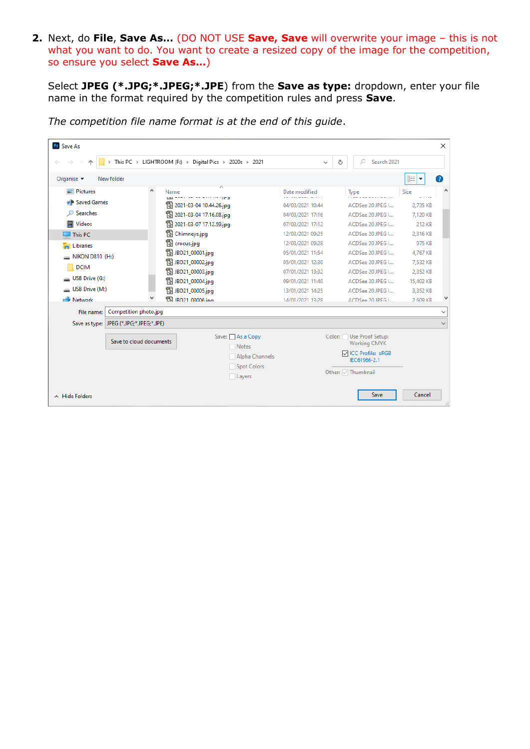2. Next, do **File**, **Save As...** (DO NOT USE **Save, Save** will overwrite your image – this is not what you want to do. You want to create a resized copy of the image for the competition, so ensure you select **Save As...**)

   Select **JPEG (*.JPG;*.JPEG;*.JPE)** from the **Save as type:** dropdown, enter your file name in the format required by the competition rules and press **Save**.

   *The competition file name format is at the end of this guide*.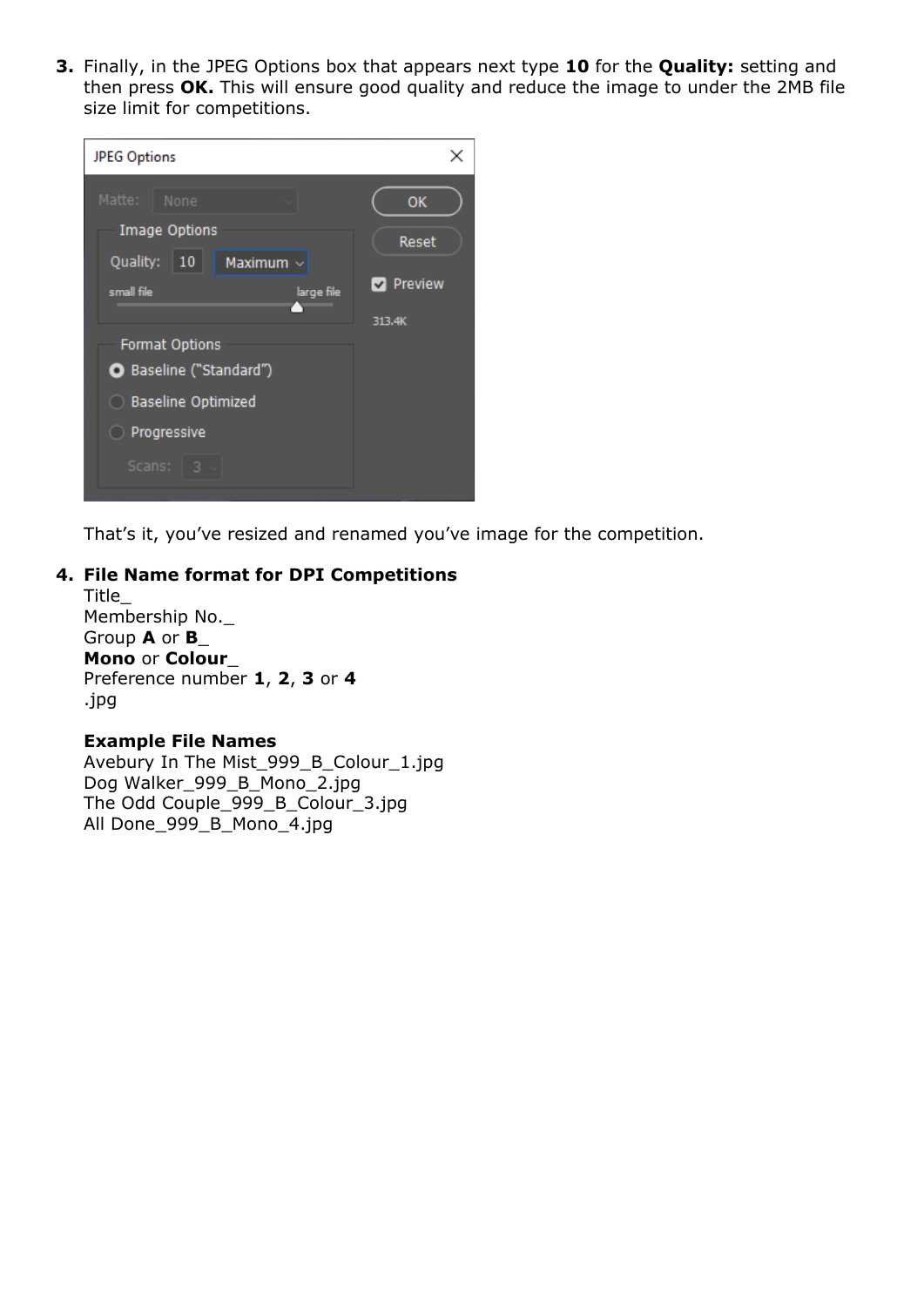3. Finally, in the JPEG Options box that appears next type **10** for the **Quality:** setting and then press **OK.** This will ensure good quality and reduce the image to under the 2MB file size limit for competitions.

   That's it, you've resized and renamed you've image for the competition.

4. **File Name format for DPI Competitions**
   Title_
   Membership No._
   Group **A** or **B**_
   **Mono** or **Colour**_
   Preference number **1**, **2**, **3** or **4**
   .jpg

   **Example File Names**
   Avebury In The Mist_999_B_Colour_1.jpg
   Dog Walker_999_B_Mono_2.jpg
   The Odd Couple_999_B_Colour_3.jpg
   All Done_999_B_Mono_4.jpg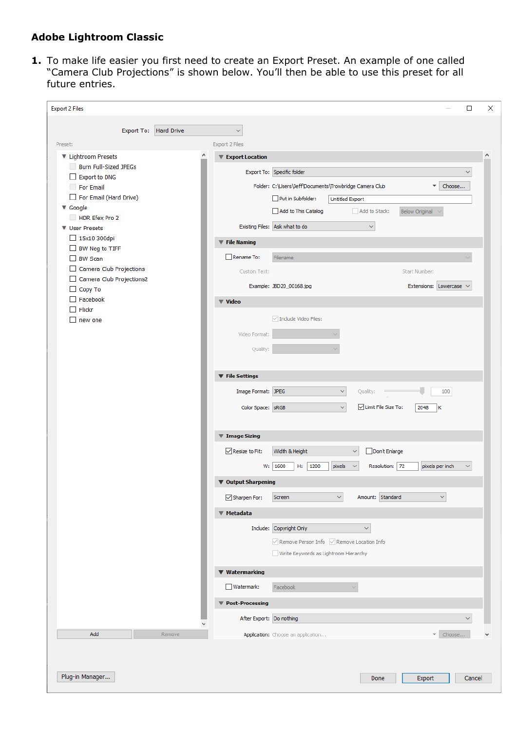## Adobe Lightroom Classic

1. To make life easier you first need to create an Export Preset. An example of one called "Camera Club Projections" is shown below. You'll then be able to use this preset for all future entries.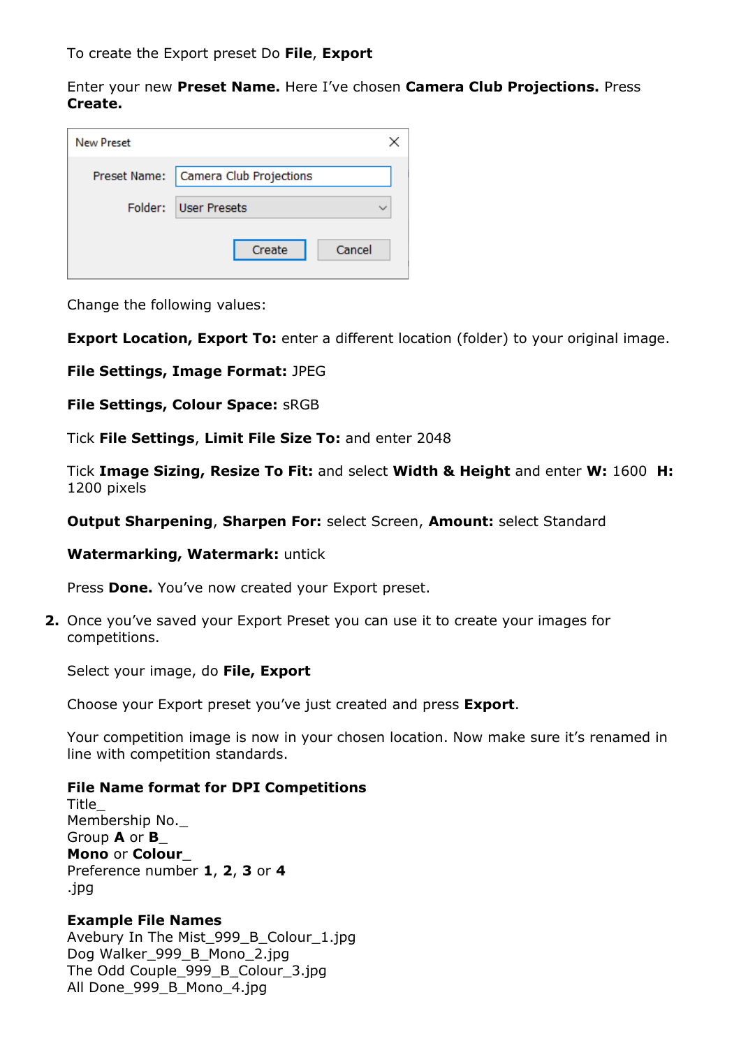To create the Export preset Do **File**, **Export**

Enter your new **Preset Name.** Here I've chosen **Camera Club Projections.** Press **Create.**

New Preset

Preset Name: Camera Club Projections

Folder: User Presets

Create Cancel

Change the following values:

**Export Location, Export To:** enter a different location (folder) to your original image.

**File Settings, Image Format:** JPEG

**File Settings, Colour Space:** sRGB

Tick **File Settings**, **Limit File Size To:** and enter 2048

Tick **Image Sizing, Resize To Fit:** and select **Width & Height** and enter **W:** 1600 **H:** 1200 pixels

**Output Sharpening**, **Sharpen For:** select Screen, **Amount:** select Standard

**Watermarking, Watermark:** untick

Press **Done.** You've now created your Export preset.

2. Once you've saved your Export Preset you can use it to create your images for competitions.

   Select your image, do **File, Export**

   Choose your Export preset you've just created and press **Export**.

   Your competition image is now in your chosen location. Now make sure it's renamed in line with competition standards.

   **File Name format for DPI Competitions**
   Title_
   Membership No._
   Group **A** or **B**_
   **Mono** or **Colour**_
   Preference number **1**, **2**, **3** or **4**
   .jpg

   **Example File Names**
   Avebury In The Mist_999_B_Colour_1.jpg
   Dog Walker_999_B_Mono_2.jpg
   The Odd Couple_999_B_Colour_3.jpg
   All Done_999_B_Mono_4.jpg